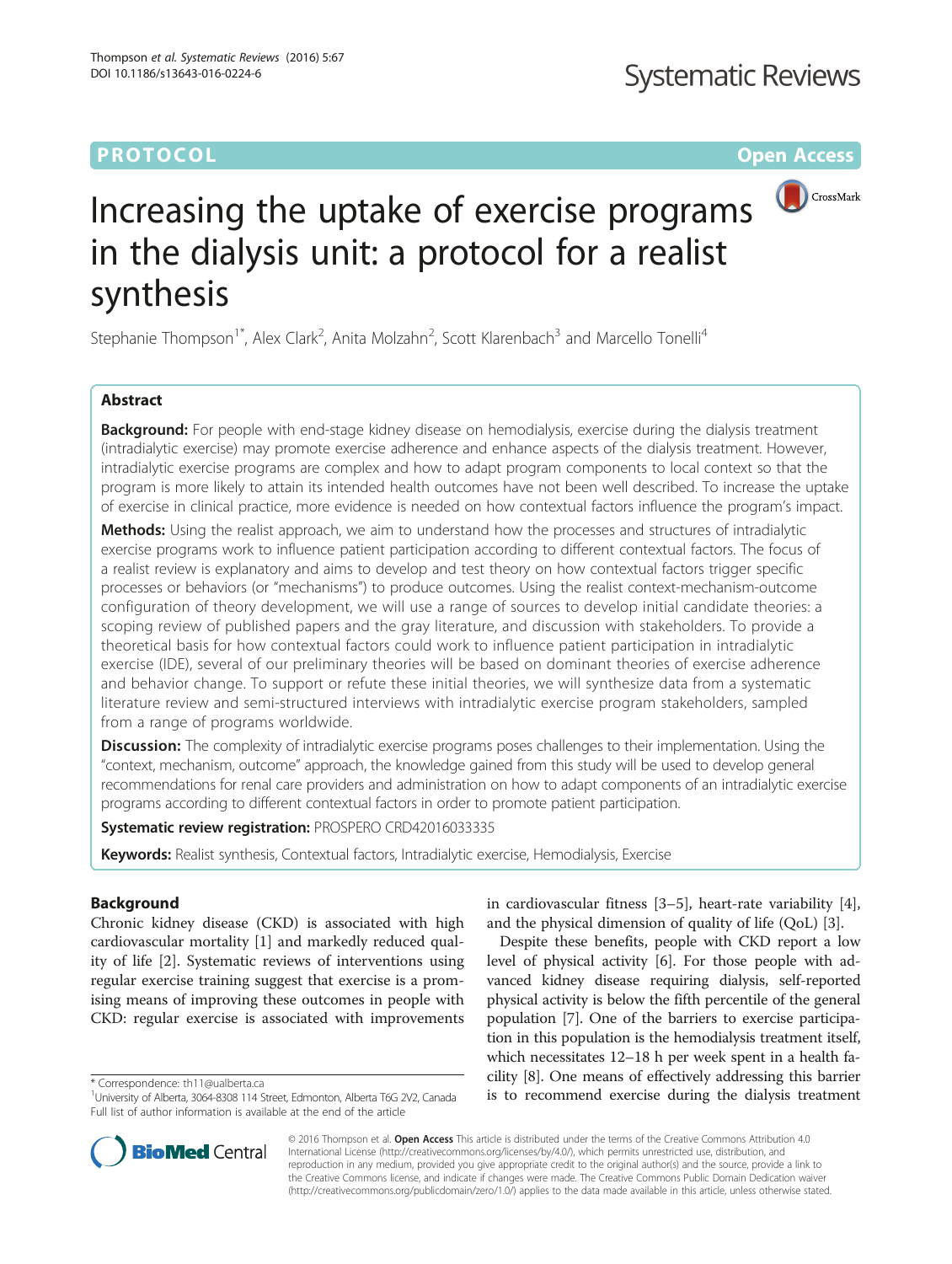PROTOCOL

Open Access

# Increasing the uptake of exercise programs in the dialysis unit: a protocol for a realist synthesis

Stephanie Thompson[1*], Alex Clark[2], Anita Molzahn[2], Scott Klarenbach[3] and Marcello Tonelli[4]

## Abstract

**Background:** For people with end-stage kidney disease on hemodialysis, exercise during the dialysis treatment (intradialytic exercise) may promote exercise adherence and enhance aspects of the dialysis treatment. However, intradialytic exercise programs are complex and how to adapt program components to local context so that the program is more likely to attain its intended health outcomes have not been well described. To increase the uptake of exercise in clinical practice, more evidence is needed on how contextual factors influence the program's impact.

**Methods:** Using the realist approach, we aim to understand how the processes and structures of intradialytic exercise programs work to influence patient participation according to different contextual factors. The focus of a realist review is explanatory and aims to develop and test theory on how contextual factors trigger specific processes or behaviors (or "mechanisms") to produce outcomes. Using the realist context-mechanism-outcome configuration of theory development, we will use a range of sources to develop initial candidate theories: a scoping review of published papers and the gray literature, and discussion with stakeholders. To provide a theoretical basis for how contextual factors could work to influence patient participation in intradialytic exercise (IDE), several of our preliminary theories will be based on dominant theories of exercise adherence and behavior change. To support or refute these initial theories, we will synthesize data from a systematic literature review and semi-structured interviews with intradialytic exercise program stakeholders, sampled from a range of programs worldwide.

**Discussion:** The complexity of intradialytic exercise programs poses challenges to their implementation. Using the "context, mechanism, outcome" approach, the knowledge gained from this study will be used to develop general recommendations for renal care providers and administration on how to adapt components of an intradialytic exercise programs according to different contextual factors in order to promote patient participation.

**Systematic review registration:** PROSPERO CRD42016033335

**Keywords:** Realist synthesis, Contextual factors, Intradialytic exercise, Hemodialysis, Exercise

## Background

Chronic kidney disease (CKD) is associated with high cardiovascular mortality [1] and markedly reduced quality of life [2]. Systematic reviews of interventions using regular exercise training suggest that exercise is a promising means of improving these outcomes in people with CKD: regular exercise is associated with improvements in cardiovascular fitness [3–5], heart-rate variability [4], and the physical dimension of quality of life (QoL) [3].

Despite these benefits, people with CKD report a low level of physical activity [6]. For those people with advanced kidney disease requiring dialysis, self-reported physical activity is below the fifth percentile of the general population [7]. One of the barriers to exercise participation in this population is the hemodialysis treatment itself, which necessitates 12–18 h per week spent in a health facility [8]. One means of effectively addressing this barrier is to recommend exercise during the dialysis treatment

* Correspondence: th11@ualberta.ca
[1]University of Alberta, 3064-8308 114 Street, Edmonton, Alberta T6G 2V2, Canada
Full list of author information is available at the end of the article

© 2016 Thompson et al. **Open Access** This article is distributed under the terms of the Creative Commons Attribution 4.0 International License (http://creativecommons.org/licenses/by/4.0/), which permits unrestricted use, distribution, and reproduction in any medium, provided you give appropriate credit to the original author(s) and the source, provide a link to the Creative Commons license, and indicate if changes were made. The Creative Commons Public Domain Dedication waiver (http://creativecommons.org/publicdomain/zero/1.0/) applies to the data made available in this article, unless otherwise stated.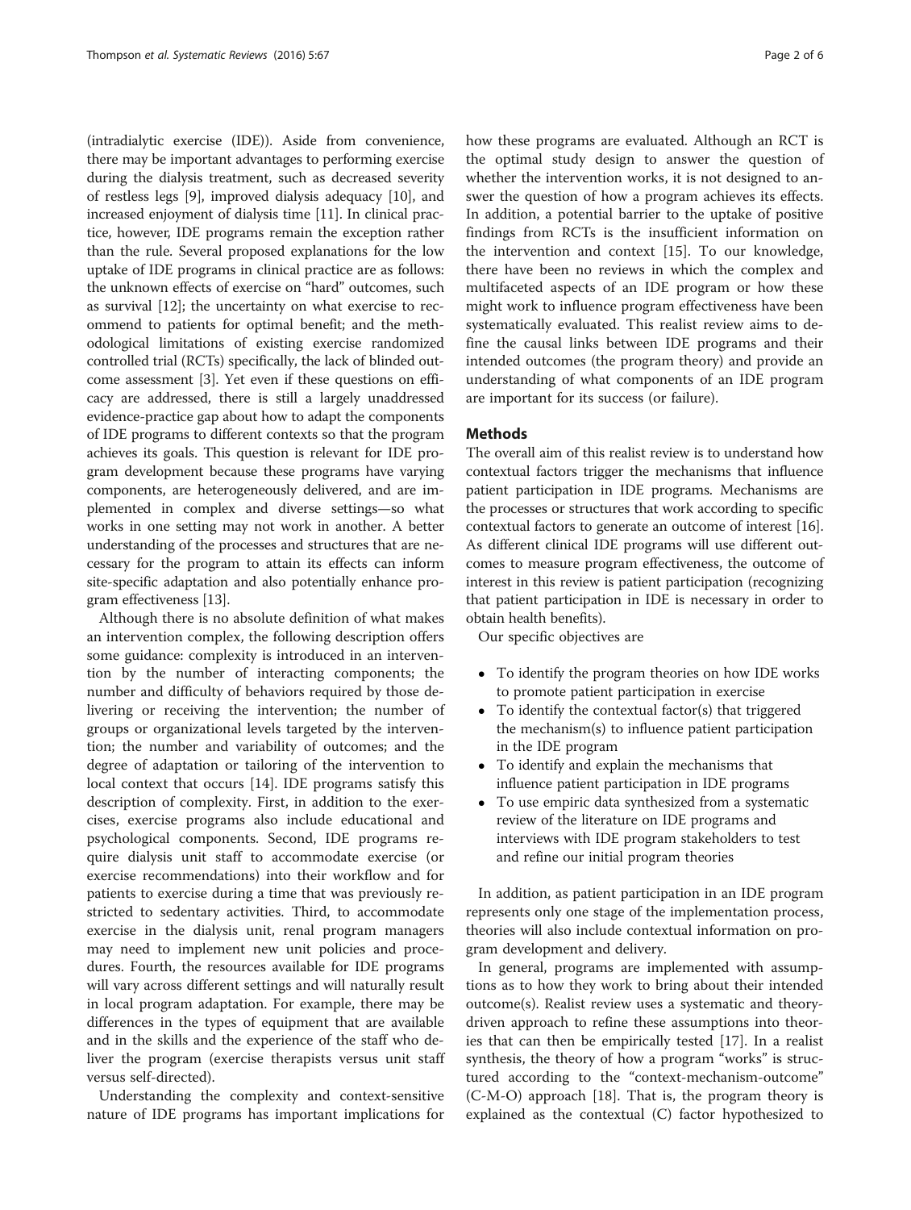(intradialytic exercise (IDE)). Aside from convenience, there may be important advantages to performing exercise during the dialysis treatment, such as decreased severity of restless legs [9], improved dialysis adequacy [10], and increased enjoyment of dialysis time [11]. In clinical practice, however, IDE programs remain the exception rather than the rule. Several proposed explanations for the low uptake of IDE programs in clinical practice are as follows: the unknown effects of exercise on "hard" outcomes, such as survival [12]; the uncertainty on what exercise to recommend to patients for optimal benefit; and the methodological limitations of existing exercise randomized controlled trial (RCTs) specifically, the lack of blinded outcome assessment [3]. Yet even if these questions on efficacy are addressed, there is still a largely unaddressed evidence-practice gap about how to adapt the components of IDE programs to different contexts so that the program achieves its goals. This question is relevant for IDE program development because these programs have varying components, are heterogeneously delivered, and are implemented in complex and diverse settings—so what works in one setting may not work in another. A better understanding of the processes and structures that are necessary for the program to attain its effects can inform site-specific adaptation and also potentially enhance program effectiveness [13].

Although there is no absolute definition of what makes an intervention complex, the following description offers some guidance: complexity is introduced in an intervention by the number of interacting components; the number and difficulty of behaviors required by those delivering or receiving the intervention; the number of groups or organizational levels targeted by the intervention; the number and variability of outcomes; and the degree of adaptation or tailoring of the intervention to local context that occurs [14]. IDE programs satisfy this description of complexity. First, in addition to the exercises, exercise programs also include educational and psychological components. Second, IDE programs require dialysis unit staff to accommodate exercise (or exercise recommendations) into their workflow and for patients to exercise during a time that was previously restricted to sedentary activities. Third, to accommodate exercise in the dialysis unit, renal program managers may need to implement new unit policies and procedures. Fourth, the resources available for IDE programs will vary across different settings and will naturally result in local program adaptation. For example, there may be differences in the types of equipment that are available and in the skills and the experience of the staff who deliver the program (exercise therapists versus unit staff versus self-directed).

Understanding the complexity and context-sensitive nature of IDE programs has important implications for how these programs are evaluated. Although an RCT is the optimal study design to answer the question of whether the intervention works, it is not designed to answer the question of how a program achieves its effects. In addition, a potential barrier to the uptake of positive findings from RCTs is the insufficient information on the intervention and context [15]. To our knowledge, there have been no reviews in which the complex and multifaceted aspects of an IDE program or how these might work to influence program effectiveness have been systematically evaluated. This realist review aims to define the causal links between IDE programs and their intended outcomes (the program theory) and provide an understanding of what components of an IDE program are important for its success (or failure).

## Methods

The overall aim of this realist review is to understand how contextual factors trigger the mechanisms that influence patient participation in IDE programs. Mechanisms are the processes or structures that work according to specific contextual factors to generate an outcome of interest [16]. As different clinical IDE programs will use different outcomes to measure program effectiveness, the outcome of interest in this review is patient participation (recognizing that patient participation in IDE is necessary in order to obtain health benefits).

Our specific objectives are

- To identify the program theories on how IDE works to promote patient participation in exercise
- To identify the contextual factor(s) that triggered the mechanism(s) to influence patient participation in the IDE program
- To identify and explain the mechanisms that influence patient participation in IDE programs
- To use empiric data synthesized from a systematic review of the literature on IDE programs and interviews with IDE program stakeholders to test and refine our initial program theories

In addition, as patient participation in an IDE program represents only one stage of the implementation process, theories will also include contextual information on program development and delivery.

In general, programs are implemented with assumptions as to how they work to bring about their intended outcome(s). Realist review uses a systematic and theory-driven approach to refine these assumptions into theories that can then be empirically tested [17]. In a realist synthesis, the theory of how a program "works" is structured according to the "context-mechanism-outcome" (C-M-O) approach [18]. That is, the program theory is explained as the contextual (C) factor hypothesized to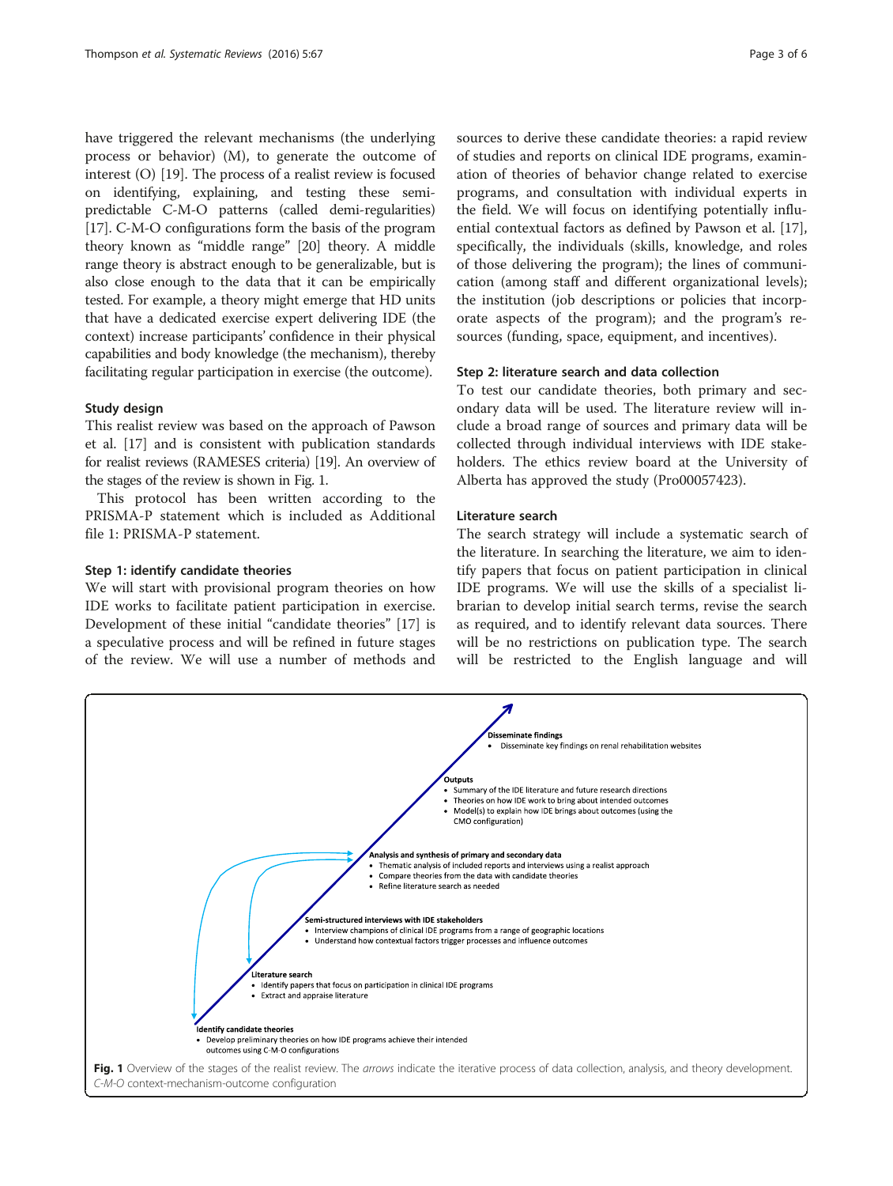have triggered the relevant mechanisms (the underlying process or behavior) (M), to generate the outcome of interest (O) [19]. The process of a realist review is focused on identifying, explaining, and testing these semi-predictable C-M-O patterns (called demi-regularities) [17]. C-M-O configurations form the basis of the program theory known as "middle range" [20] theory. A middle range theory is abstract enough to be generalizable, but is also close enough to the data that it can be empirically tested. For example, a theory might emerge that HD units that have a dedicated exercise expert delivering IDE (the context) increase participants' confidence in their physical capabilities and body knowledge (the mechanism), thereby facilitating regular participation in exercise (the outcome).

### Study design

This realist review was based on the approach of Pawson et al. [17] and is consistent with publication standards for realist reviews (RAMESES criteria) [19]. An overview of the stages of the review is shown in Fig. 1.

This protocol has been written according to the PRISMA-P statement which is included as Additional file 1: PRISMA-P statement.

### Step 1: identify candidate theories

We will start with provisional program theories on how IDE works to facilitate patient participation in exercise. Development of these initial "candidate theories" [17] is a speculative process and will be refined in future stages of the review. We will use a number of methods and sources to derive these candidate theories: a rapid review of studies and reports on clinical IDE programs, examination of theories of behavior change related to exercise programs, and consultation with individual experts in the field. We will focus on identifying potentially influential contextual factors as defined by Pawson et al. [17], specifically, the individuals (skills, knowledge, and roles of those delivering the program); the lines of communication (among staff and different organizational levels); the institution (job descriptions or policies that incorporate aspects of the program); and the program's resources (funding, space, equipment, and incentives).

### Step 2: literature search and data collection

To test our candidate theories, both primary and secondary data will be used. The literature review will include a broad range of sources and primary data will be collected through individual interviews with IDE stakeholders. The ethics review board at the University of Alberta has approved the study (Pro00057423).

### Literature search

The search strategy will include a systematic search of the literature. In searching the literature, we aim to identify papers that focus on patient participation in clinical IDE programs. We will use the skills of a specialist librarian to develop initial search terms, revise the search as required, and to identify relevant data sources. There will be no restrictions on publication type. The search will be restricted to the English language and will

**Disseminate findings**
- Disseminate key findings on renal rehabilitation websites

**Outputs**
- Summary of the IDE literature and future research directions
- Theories on how IDE work to bring about intended outcomes
- Model(s) to explain how IDE brings about outcomes (using the CMO configuration)

**Analysis and synthesis of primary and secondary data**
- Thematic analysis of included reports and interviews using a realist approach
- Compare theories from the data with candidate theories
- Refine literature search as needed

**Semi-structured interviews with IDE stakeholders**
- Interview champions of clinical IDE programs from a range of geographic locations
- Understand how contextual factors trigger processes and influence outcomes

**Literature search**
- Identify papers that focus on participation in clinical IDE programs
- Extract and appraise literature

**Identify candidate theories**
- Develop preliminary theories on how IDE programs achieve their intended outcomes using C-M-O configurations

**Fig. 1** Overview of the stages of the realist review. The *arrows* indicate the iterative process of data collection, analysis, and theory development. *C-M-O* context-mechanism-outcome configuration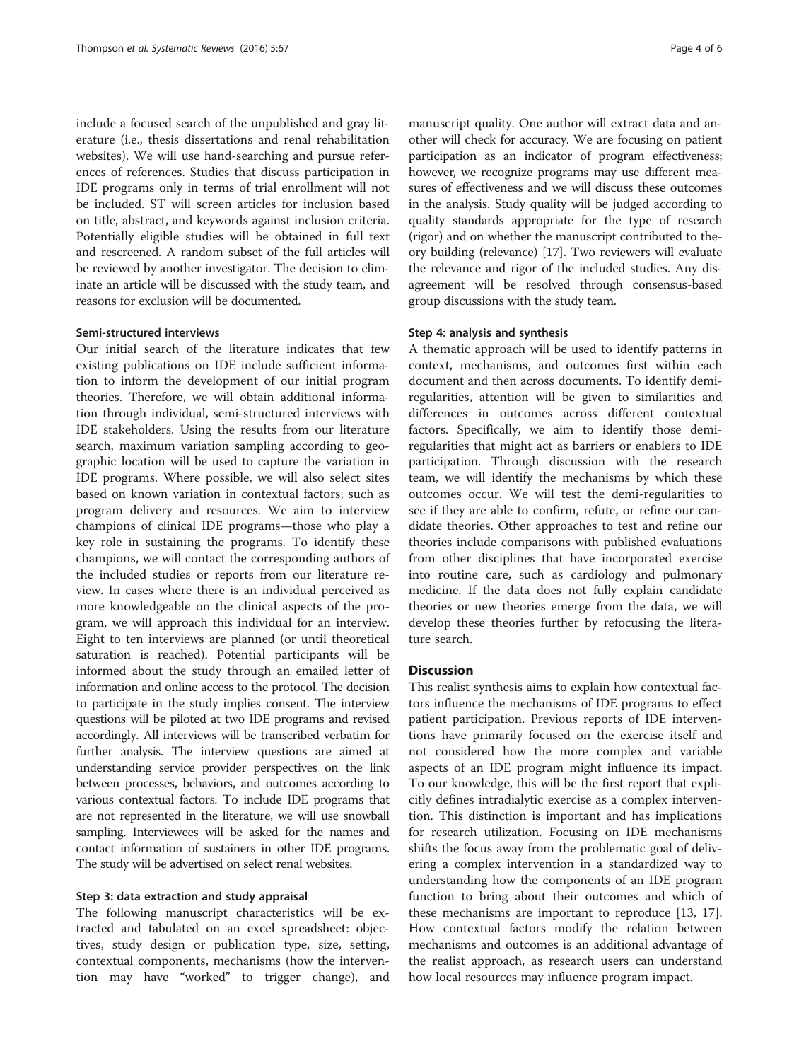include a focused search of the unpublished and gray literature (i.e., thesis dissertations and renal rehabilitation websites). We will use hand-searching and pursue references of references. Studies that discuss participation in IDE programs only in terms of trial enrollment will not be included. ST will screen articles for inclusion based on title, abstract, and keywords against inclusion criteria. Potentially eligible studies will be obtained in full text and rescreened. A random subset of the full articles will be reviewed by another investigator. The decision to eliminate an article will be discussed with the study team, and reasons for exclusion will be documented.

#### Semi-structured interviews

Our initial search of the literature indicates that few existing publications on IDE include sufficient information to inform the development of our initial program theories. Therefore, we will obtain additional information through individual, semi-structured interviews with IDE stakeholders. Using the results from our literature search, maximum variation sampling according to geographic location will be used to capture the variation in IDE programs. Where possible, we will also select sites based on known variation in contextual factors, such as program delivery and resources. We aim to interview champions of clinical IDE programs—those who play a key role in sustaining the programs. To identify these champions, we will contact the corresponding authors of the included studies or reports from our literature review. In cases where there is an individual perceived as more knowledgeable on the clinical aspects of the program, we will approach this individual for an interview. Eight to ten interviews are planned (or until theoretical saturation is reached). Potential participants will be informed about the study through an emailed letter of information and online access to the protocol. The decision to participate in the study implies consent. The interview questions will be piloted at two IDE programs and revised accordingly. All interviews will be transcribed verbatim for further analysis. The interview questions are aimed at understanding service provider perspectives on the link between processes, behaviors, and outcomes according to various contextual factors. To include IDE programs that are not represented in the literature, we will use snowball sampling. Interviewees will be asked for the names and contact information of sustainers in other IDE programs. The study will be advertised on select renal websites.

#### Step 3: data extraction and study appraisal

The following manuscript characteristics will be extracted and tabulated on an excel spreadsheet: objectives, study design or publication type, size, setting, contextual components, mechanisms (how the intervention may have "worked" to trigger change), and manuscript quality. One author will extract data and another will check for accuracy. We are focusing on patient participation as an indicator of program effectiveness; however, we recognize programs may use different measures of effectiveness and we will discuss these outcomes in the analysis. Study quality will be judged according to quality standards appropriate for the type of research (rigor) and on whether the manuscript contributed to theory building (relevance) [17]. Two reviewers will evaluate the relevance and rigor of the included studies. Any disagreement will be resolved through consensus-based group discussions with the study team.

#### Step 4: analysis and synthesis

A thematic approach will be used to identify patterns in context, mechanisms, and outcomes first within each document and then across documents. To identify demi-regularities, attention will be given to similarities and differences in outcomes across different contextual factors. Specifically, we aim to identify those demi-regularities that might act as barriers or enablers to IDE participation. Through discussion with the research team, we will identify the mechanisms by which these outcomes occur. We will test the demi-regularities to see if they are able to confirm, refute, or refine our candidate theories. Other approaches to test and refine our theories include comparisons with published evaluations from other disciplines that have incorporated exercise into routine care, such as cardiology and pulmonary medicine. If the data does not fully explain candidate theories or new theories emerge from the data, we will develop these theories further by refocusing the literature search.

## Discussion

This realist synthesis aims to explain how contextual factors influence the mechanisms of IDE programs to effect patient participation. Previous reports of IDE interventions have primarily focused on the exercise itself and not considered how the more complex and variable aspects of an IDE program might influence its impact. To our knowledge, this will be the first report that explicitly defines intradialytic exercise as a complex intervention. This distinction is important and has implications for research utilization. Focusing on IDE mechanisms shifts the focus away from the problematic goal of delivering a complex intervention in a standardized way to understanding how the components of an IDE program function to bring about their outcomes and which of these mechanisms are important to reproduce [13, 17]. How contextual factors modify the relation between mechanisms and outcomes is an additional advantage of the realist approach, as research users can understand how local resources may influence program impact.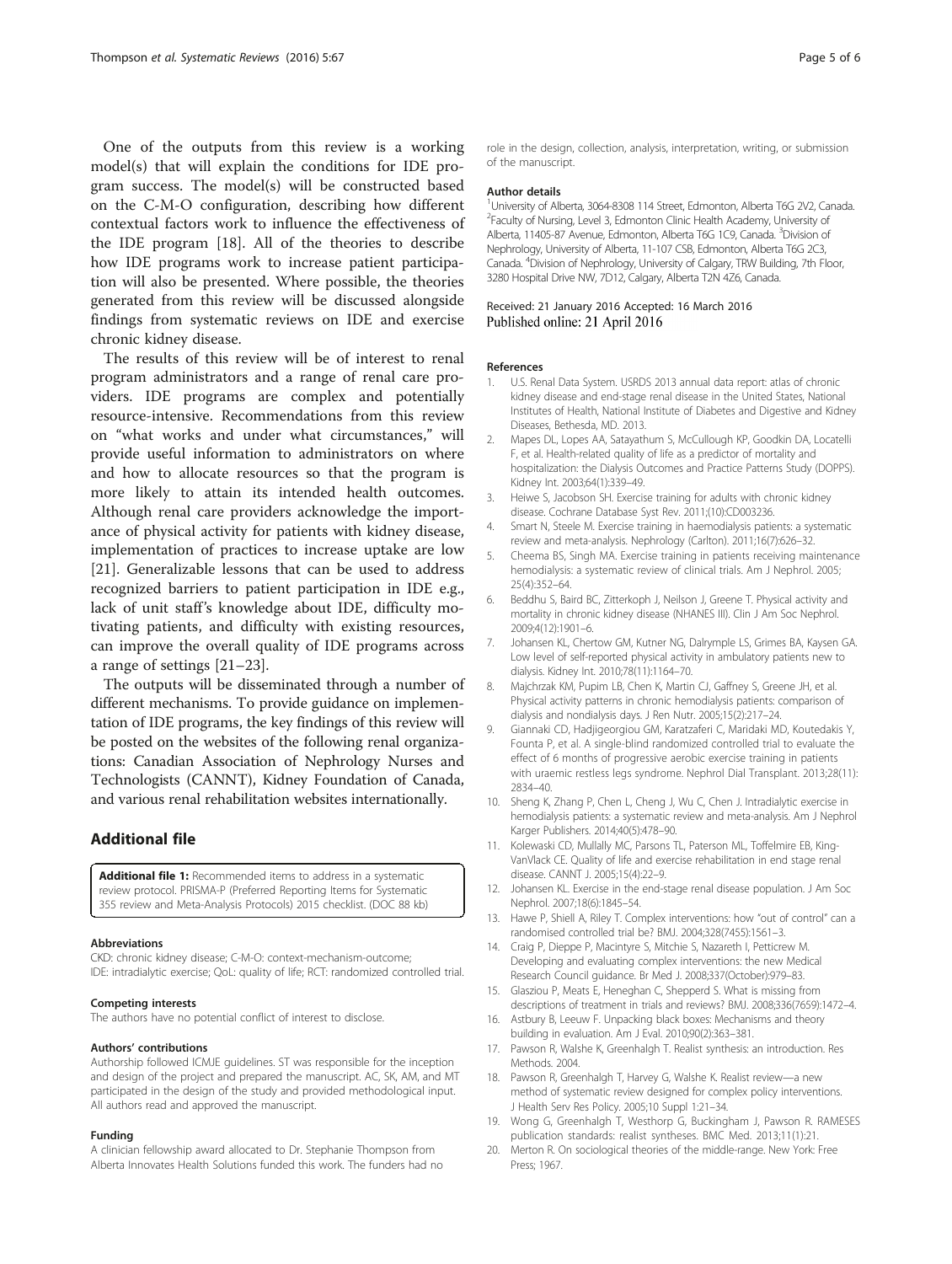One of the outputs from this review is a working model(s) that will explain the conditions for IDE program success. The model(s) will be constructed based on the C-M-O configuration, describing how different contextual factors work to influence the effectiveness of the IDE program [18]. All of the theories to describe how IDE programs work to increase patient participation will also be presented. Where possible, the theories generated from this review will be discussed alongside findings from systematic reviews on IDE and exercise chronic kidney disease.

The results of this review will be of interest to renal program administrators and a range of renal care providers. IDE programs are complex and potentially resource-intensive. Recommendations from this review on "what works and under what circumstances," will provide useful information to administrators on where and how to allocate resources so that the program is more likely to attain its intended health outcomes. Although renal care providers acknowledge the importance of physical activity for patients with kidney disease, implementation of practices to increase uptake are low [21]. Generalizable lessons that can be used to address recognized barriers to patient participation in IDE e.g., lack of unit staff's knowledge about IDE, difficulty motivating patients, and difficulty with existing resources, can improve the overall quality of IDE programs across a range of settings [21–23].

The outputs will be disseminated through a number of different mechanisms. To provide guidance on implementation of IDE programs, the key findings of this review will be posted on the websites of the following renal organizations: Canadian Association of Nephrology Nurses and Technologists (CANNT), Kidney Foundation of Canada, and various renal rehabilitation websites internationally.

## Additional file

**Additional file 1:** Recommended items to address in a systematic review protocol. PRISMA-P (Preferred Reporting Items for Systematic 355 review and Meta-Analysis Protocols) 2015 checklist. (DOC 88 kb)

#### Abbreviations

CKD: chronic kidney disease; C-M-O: context-mechanism-outcome; IDE: intradialytic exercise; QoL: quality of life; RCT: randomized controlled trial.

#### Competing interests

The authors have no potential conflict of interest to disclose.

#### Authors' contributions

Authorship followed ICMJE guidelines. ST was responsible for the inception and design of the project and prepared the manuscript. AC, SK, AM, and MT participated in the design of the study and provided methodological input. All authors read and approved the manuscript.

#### Funding

A clinician fellowship award allocated to Dr. Stephanie Thompson from Alberta Innovates Health Solutions funded this work. The funders had no role in the design, collection, analysis, interpretation, writing, or submission of the manuscript.

#### Author details

[1]University of Alberta, 3064-8308 114 Street, Edmonton, Alberta T6G 2V2, Canada. [2]Faculty of Nursing, Level 3, Edmonton Clinic Health Academy, University of Alberta, 11405-87 Avenue, Edmonton, Alberta T6G 1C9, Canada. [3]Division of Nephrology, University of Alberta, 11-107 CSB, Edmonton, Alberta T6G 2C3, Canada. [4]Division of Nephrology, University of Calgary, TRW Building, 7th Floor, 3280 Hospital Drive NW, 7D12, Calgary, Alberta T2N 4Z6, Canada.

Received: 21 January 2016 Accepted: 16 March 2016
Published online: 21 April 2016

#### References

1. U.S. Renal Data System. USRDS 2013 annual data report: atlas of chronic kidney disease and end-stage renal disease in the United States, National Institutes of Health, National Institute of Diabetes and Digestive and Kidney Diseases, Bethesda, MD. 2013.
2. Mapes DL, Lopes AA, Satayathum S, McCullough KP, Goodkin DA, Locatelli F, et al. Health-related quality of life as a predictor of mortality and hospitalization: the Dialysis Outcomes and Practice Patterns Study (DOPPS). Kidney Int. 2003;64(1):339–49.
3. Heiwe S, Jacobson SH. Exercise training for adults with chronic kidney disease. Cochrane Database Syst Rev. 2011;(10):CD003236.
4. Smart N, Steele M. Exercise training in haemodialysis patients: a systematic review and meta-analysis. Nephrology (Carlton). 2011;16(7):626–32.
5. Cheema BS, Singh MA. Exercise training in patients receiving maintenance hemodialysis: a systematic review of clinical trials. Am J Nephrol. 2005; 25(4):352–64.
6. Beddhu S, Baird BC, Zitterkoph J, Neilson J, Greene T. Physical activity and mortality in chronic kidney disease (NHANES III). Clin J Am Soc Nephrol. 2009;4(12):1901–6.
7. Johansen KL, Chertow GM, Kutner NG, Dalrymple LS, Grimes BA, Kaysen GA. Low level of self-reported physical activity in ambulatory patients new to dialysis. Kidney Int. 2010;78(11):1164–70.
8. Majchrzak KM, Pupim LB, Chen K, Martin CJ, Gaffney S, Greene JH, et al. Physical activity patterns in chronic hemodialysis patients: comparison of dialysis and nondialysis days. J Ren Nutr. 2005;15(2):217–24.
9. Giannaki CD, Hadjigeorgiou GM, Karatzaferi C, Maridaki MD, Koutedakis Y, Founta P, et al. A single-blind randomized controlled trial to evaluate the effect of 6 months of progressive aerobic exercise training in patients with uraemic restless legs syndrome. Nephrol Dial Transplant. 2013;28(11): 2834–40.
10. Sheng K, Zhang P, Chen L, Cheng J, Wu C, Chen J. Intradialytic exercise in hemodialysis patients: a systematic review and meta-analysis. Am J Nephrol Karger Publishers. 2014;40(5):478–90.
11. Kolewaski CD, Mullally MC, Parsons TL, Paterson ML, Toffelmire EB, King-VanVlack CE. Quality of life and exercise rehabilitation in end stage renal disease. CANNT J. 2005;15(4):22–9.
12. Johansen KL. Exercise in the end-stage renal disease population. J Am Soc Nephrol. 2007;18(6):1845–54.
13. Hawe P, Shiell A, Riley T. Complex interventions: how "out of control" can a randomised controlled trial be? BMJ. 2004;328(7455):1561–3.
14. Craig P, Dieppe P, Macintyre S, Mitchie S, Nazareth I, Petticrew M. Developing and evaluating complex interventions: the new Medical Research Council guidance. Br Med J. 2008;337(October):979–83.
15. Glasziou P, Meats E, Heneghan C, Shepperd S. What is missing from descriptions of treatment in trials and reviews? BMJ. 2008;336(7659):1472–4.
16. Astbury B, Leeuw F. Unpacking black boxes: Mechanisms and theory building in evaluation. Am J Eval. 2010;90(2):363–381.
17. Pawson R, Walshe K, Greenhalgh T. Realist synthesis: an introduction. Res Methods. 2004.
18. Pawson R, Greenhalgh T, Harvey G, Walshe K. Realist review—a new method of systematic review designed for complex policy interventions. J Health Serv Res Policy. 2005;10 Suppl 1:21–34.
19. Wong G, Greenhalgh T, Westhorp G, Buckingham J, Pawson R. RAMESES publication standards: realist syntheses. BMC Med. 2013;11(1):21.
20. Merton R. On sociological theories of the middle-range. New York: Free Press; 1967.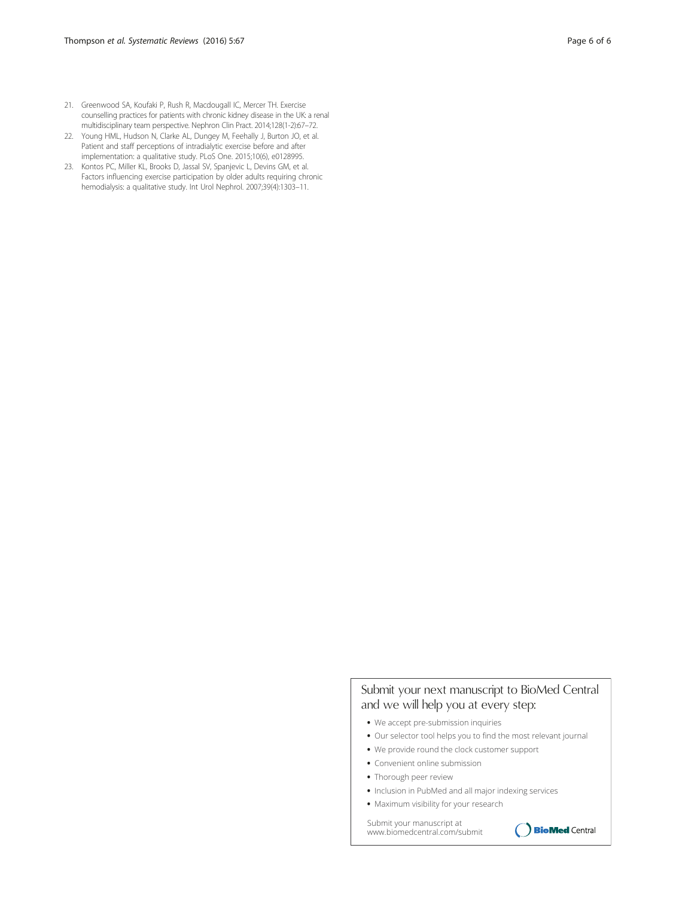21. Greenwood SA, Koufaki P, Rush R, Macdougall IC, Mercer TH. Exercise counselling practices for patients with chronic kidney disease in the UK: a renal multidisciplinary team perspective. Nephron Clin Pract. 2014;128(1-2):67–72.
22. Young HML, Hudson N, Clarke AL, Dungey M, Feehally J, Burton JO, et al. Patient and staff perceptions of intradialytic exercise before and after implementation: a qualitative study. PLoS One. 2015;10(6), e0128995.
23. Kontos PC, Miller KL, Brooks D, Jassal SV, Spanjevic L, Devins GM, et al. Factors influencing exercise participation by older adults requiring chronic hemodialysis: a qualitative study. Int Urol Nephrol. 2007;39(4):1303–11.

Submit your next manuscript to BioMed Central and we will help you at every step:

- We accept pre-submission inquiries
- Our selector tool helps you to find the most relevant journal
- We provide round the clock customer support
- Convenient online submission
- Thorough peer review
- Inclusion in PubMed and all major indexing services
- Maximum visibility for your research

Submit your manuscript at www.biomedcentral.com/submit

BioMed Central